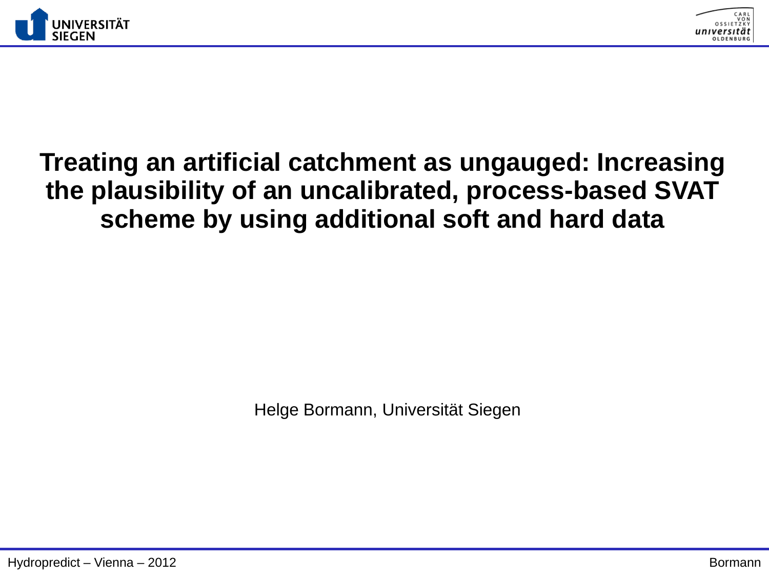# Treating an artificial catchment as ungauged: Increasing the plausibility of an uncalibrated, process-based SVAT scheme by using additional soft and hard data

Helge Bormann, Universität Siegen

Hydropredict – Vienna – 2012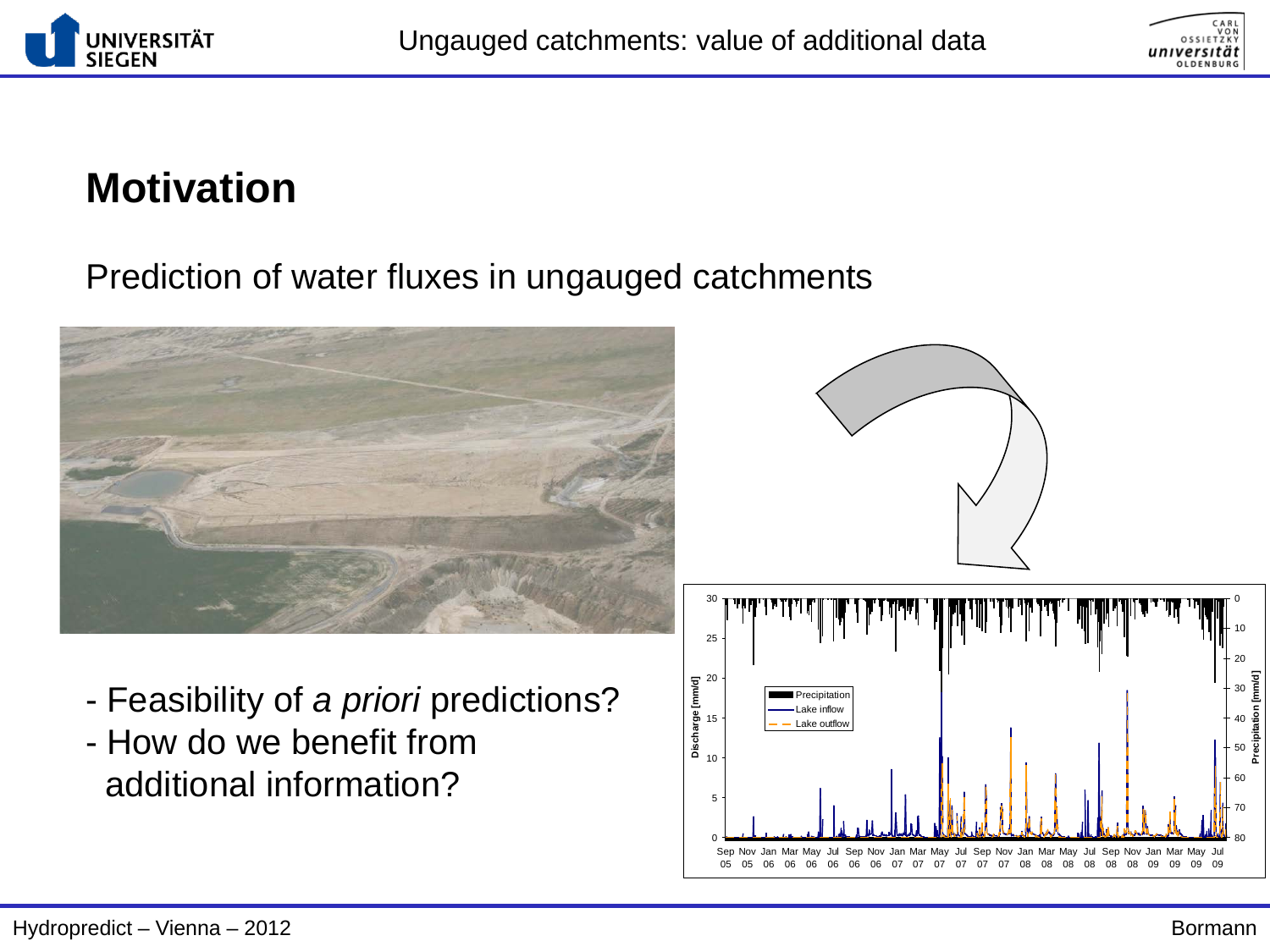# Motivation

Prediction of water fluxes in ungauged catchments

- Feasibility of *a priori* predictions?
- How do we benefit from additional information?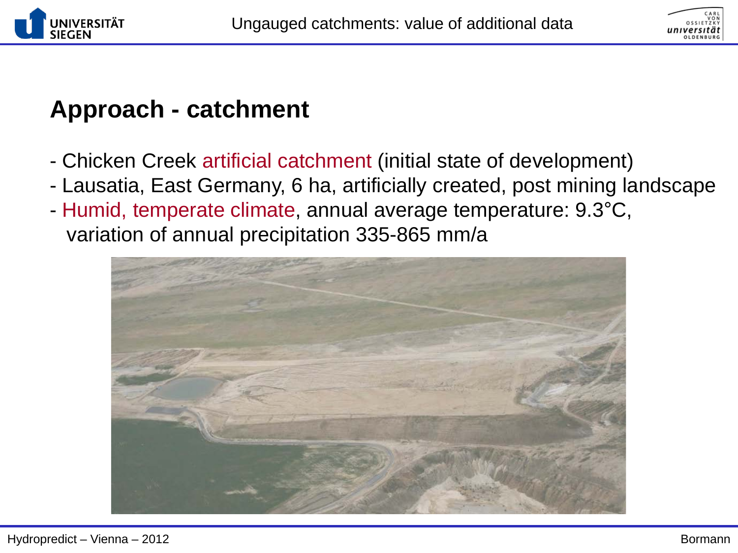## Approach - catchment

- Chicken Creek artificial catchment (initial state of development)
- Lausatia, East Germany, 6 ha, artificially created, post mining landscape
- Humid, temperate climate, annual average temperature: 9.3°C, variation of annual precipitation 335-865 mm/a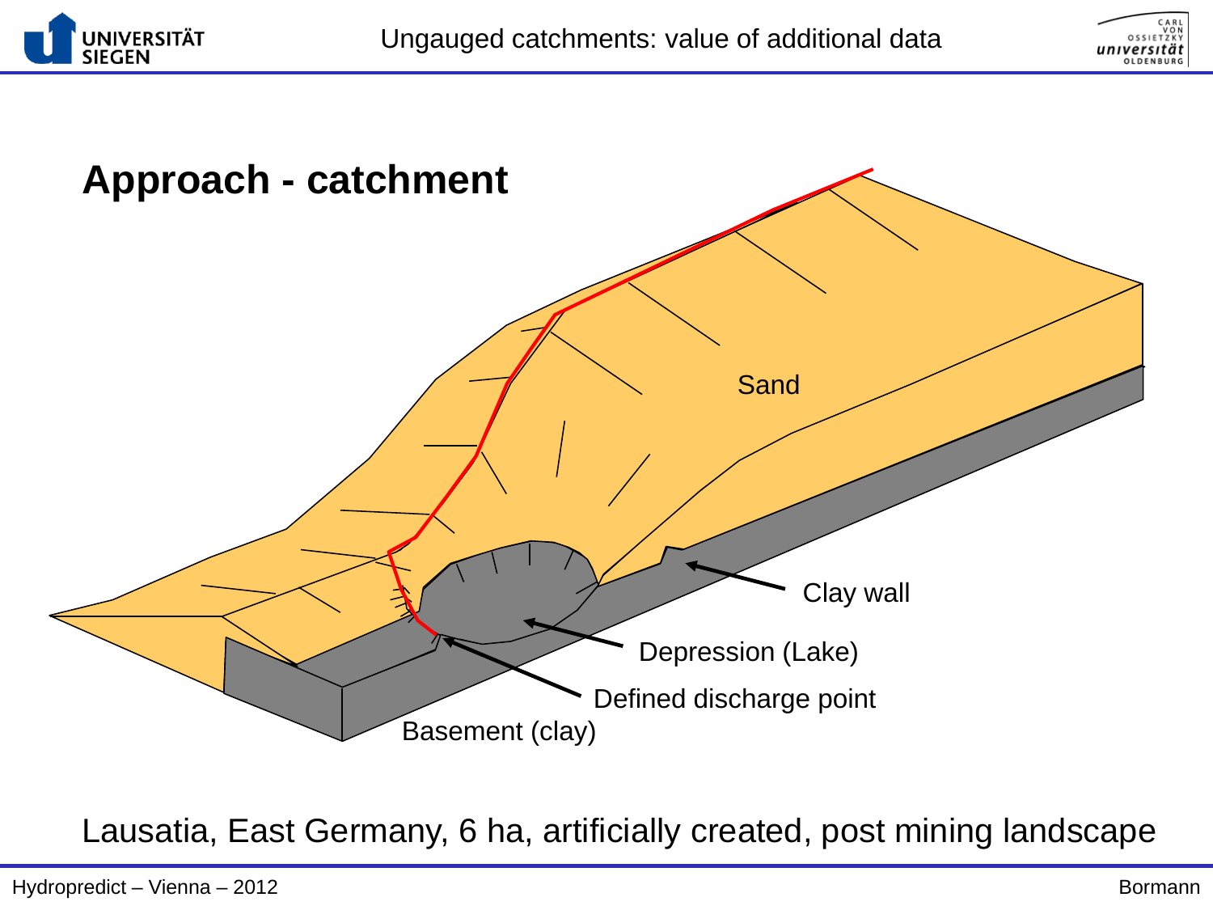## Approach - catchment

Sand

Clay wall

Depression (Lake)

Defined discharge point

Basement (clay)

Lausatia, East Germany, 6 ha, artificially created, post mining landscape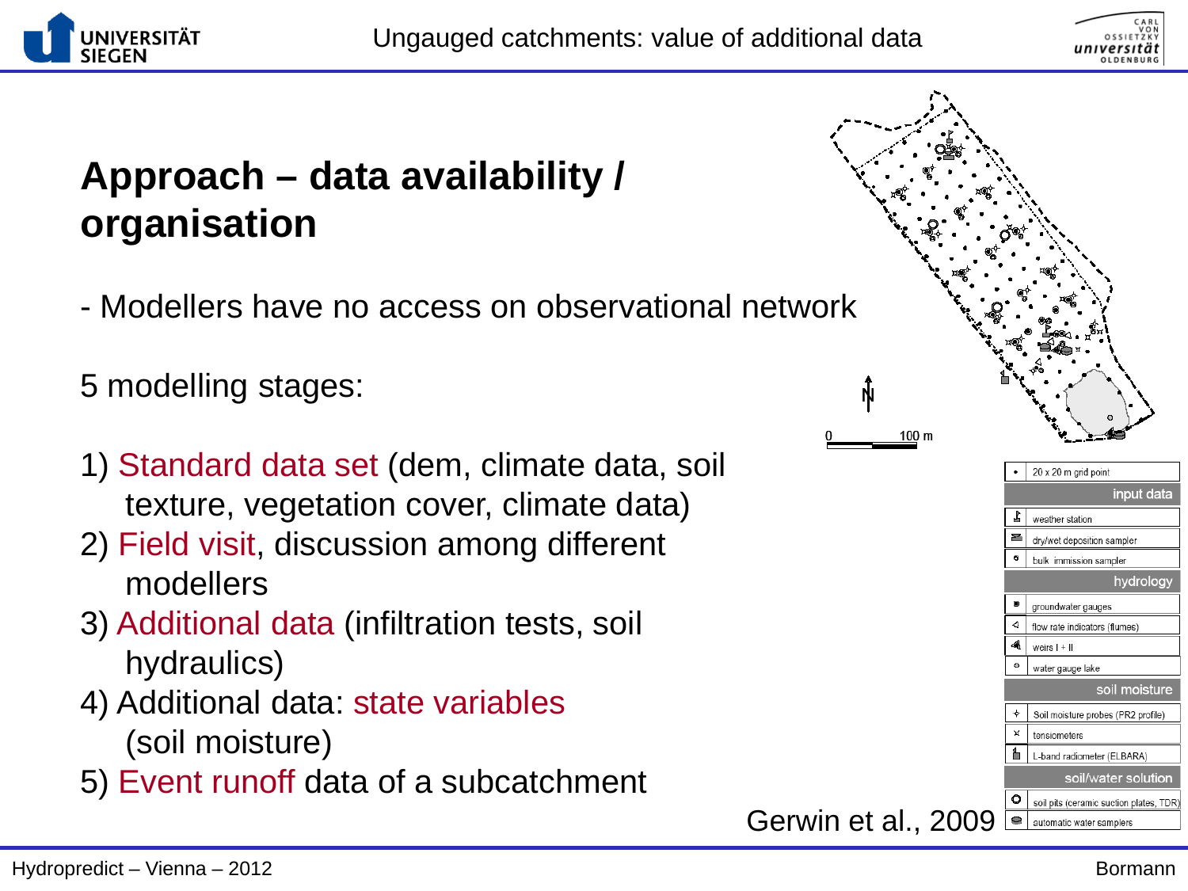# Ungauged catchments: value of additional data

## Approach – data availability / organisation

- Modellers have no access on observational network

5 modelling stages:

1) Standard data set (dem, climate data, soil texture, vegetation cover, climate data)
2) Field visit, discussion among different modellers
3) Additional data (infiltration tests, soil hydraulics)
4) Additional data: state variables (soil moisture)
5) Event runoff data of a subcatchment

| | |
|---|---|
| • | 20 x 20 m grid point |
| **input data** | |
| | weather station |
| | dry/wet deposition sampler |
| | bulk immission sampler |
| **hydrology** | |
| | groundwater gauges |
| | flow rate indicators (flumes) |
| | weirs I + II |
| | water gauge lake |
| **soil moisture** | |
| | Soil moisture probes (PR2 profile) |
| | tensiometers |
| | L-band radiometer (ELBARA) |
| **soil/water solution** | |
| | soil pits (ceramic suction plates, TDR) |
| | automatic water samplers |

Gerwin et al., 2009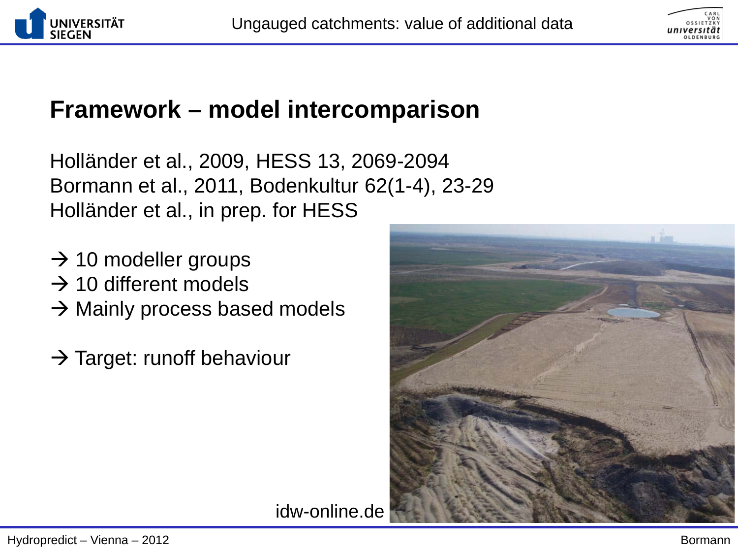## Framework – model intercomparison

Holländer et al., 2009, HESS 13, 2069-2094
Bormann et al., 2011, Bodenkultur 62(1-4), 23-29
Holländer et al., in prep. for HESS

→ 10 modeller groups
→ 10 different models
→ Mainly process based models

→ Target: runoff behaviour

idw-online.de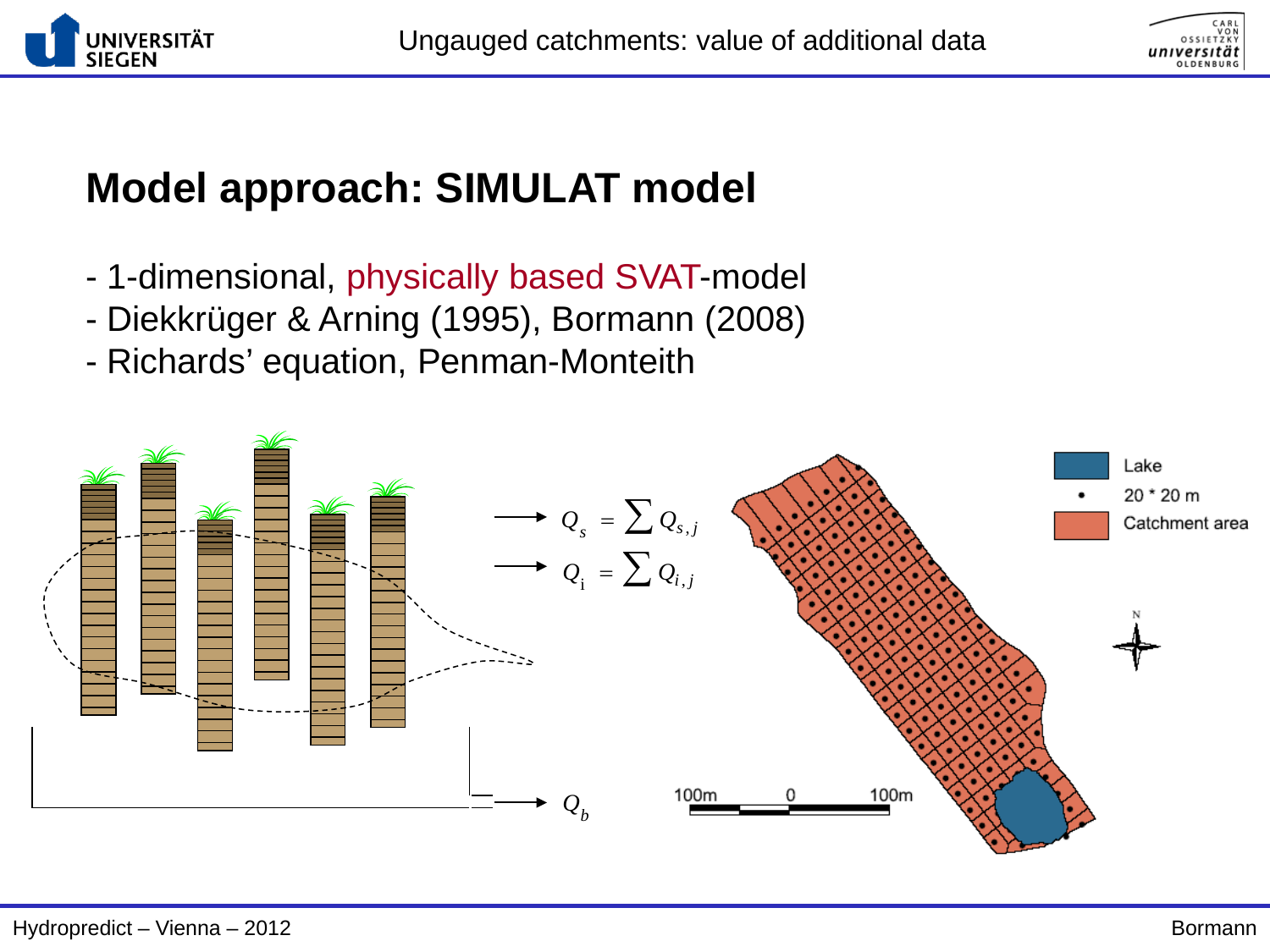# Model approach: SIMULAT model

- 1-dimensional, physically based SVAT-model
- Diekkrüger & Arning (1995), Bormann (2008)
- Richards' equation, Penman-Monteith

$$Q_s = \sum Q_{s,j}$$

$$Q_i = \sum Q_{i,j}$$

$$Q_b$$

Lake

20 * 20 m

Catchment area

100m 0 100m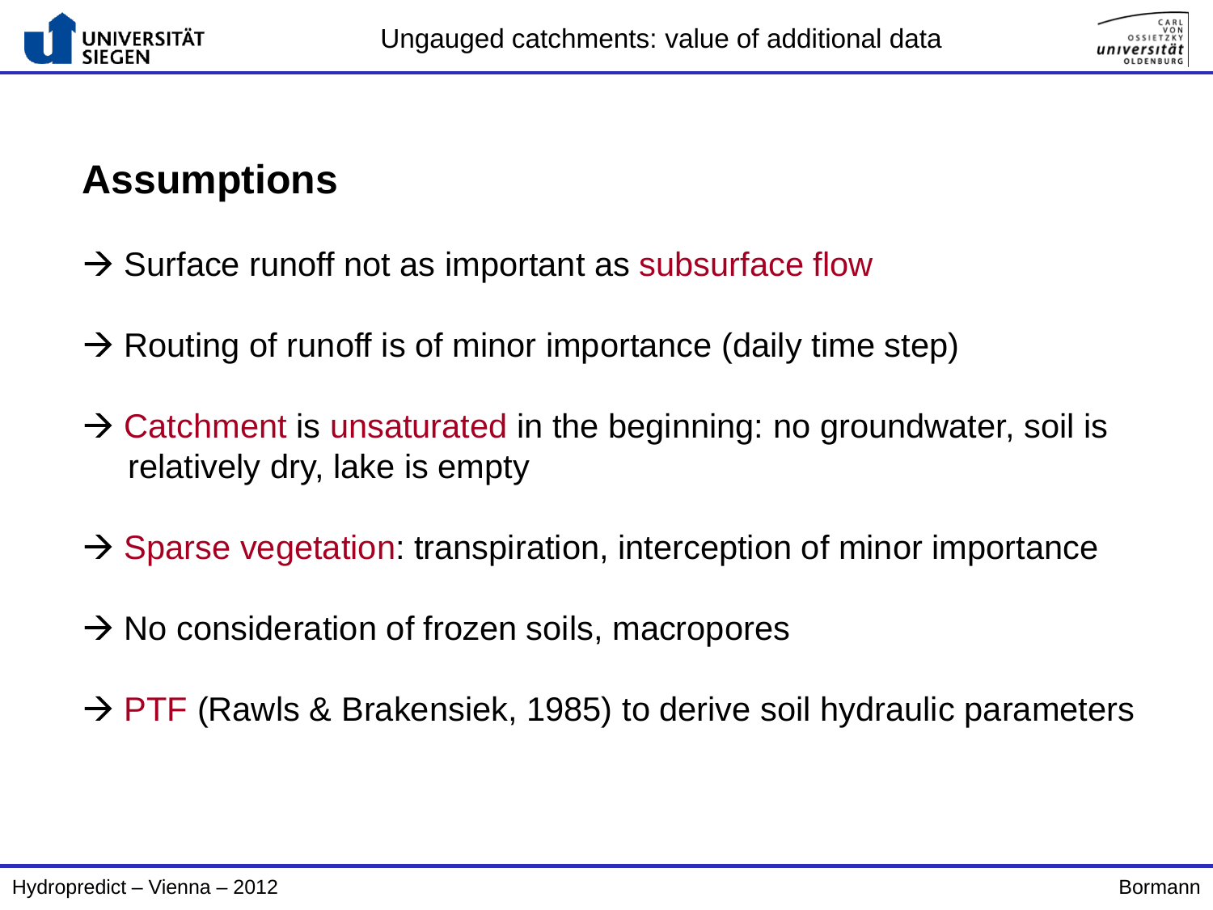## Assumptions

→ Surface runoff not as important as subsurface flow

→ Routing of runoff is of minor importance (daily time step)

→ Catchment is unsaturated in the beginning: no groundwater, soil is relatively dry, lake is empty

→ Sparse vegetation: transpiration, interception of minor importance

→ No consideration of frozen soils, macropores

→ PTF (Rawls & Brakensiek, 1985) to derive soil hydraulic parameters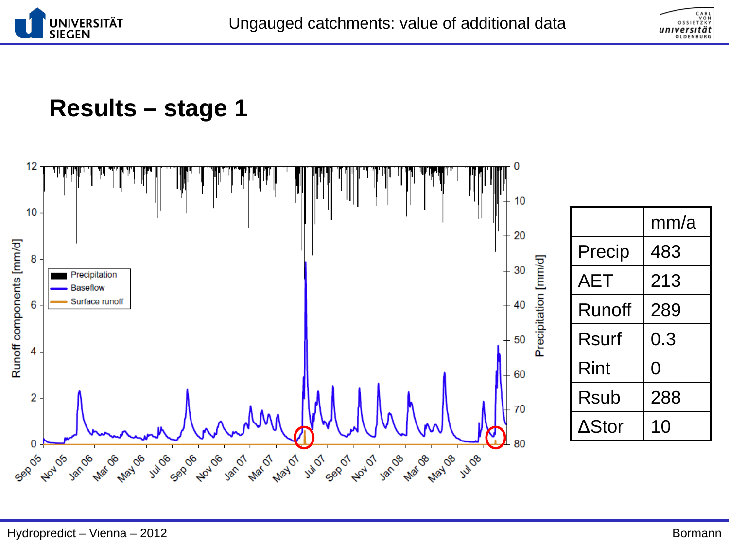## Results – stage 1

| | mm/a |
|---|---|
| Precip | 483 |
| AET | 213 |
| Runoff | 289 |
| Rsurf | 0.3 |
| Rint | 0 |
| Rsub | 288 |
| ΔStor | 10 |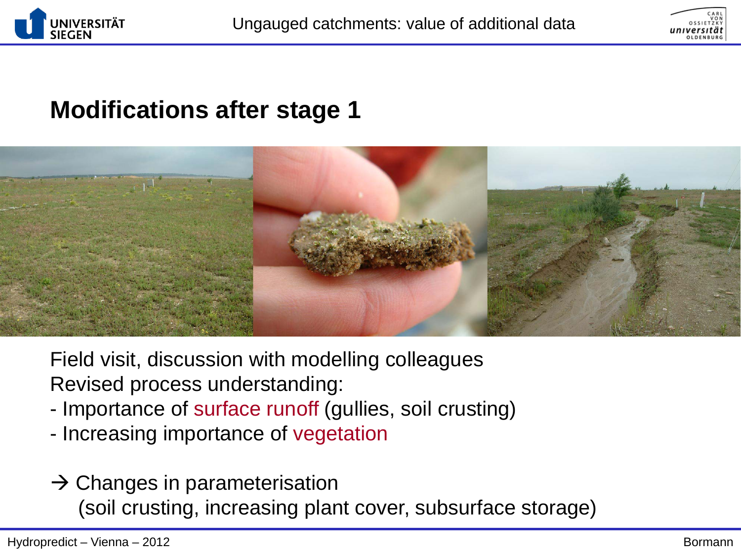## Modifications after stage 1

Field visit, discussion with modelling colleagues

Revised process understanding:

- Importance of surface runoff (gullies, soil crusting)
- Increasing importance of vegetation

→ Changes in parameterisation
(soil crusting, increasing plant cover, subsurface storage)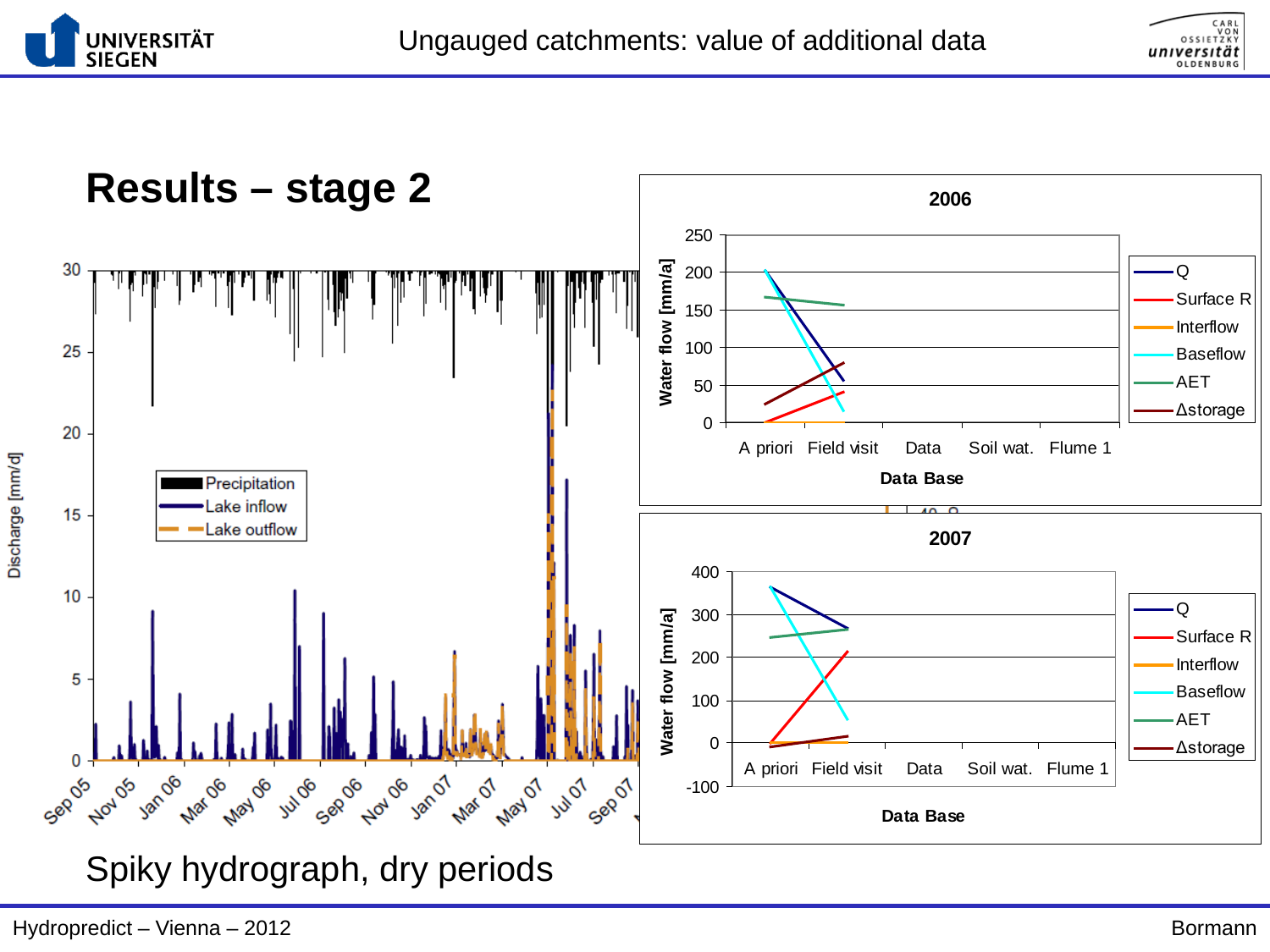# Ungauged catchments: value of additional data

## Results – stage 2

Spiky hydrograph, dry periods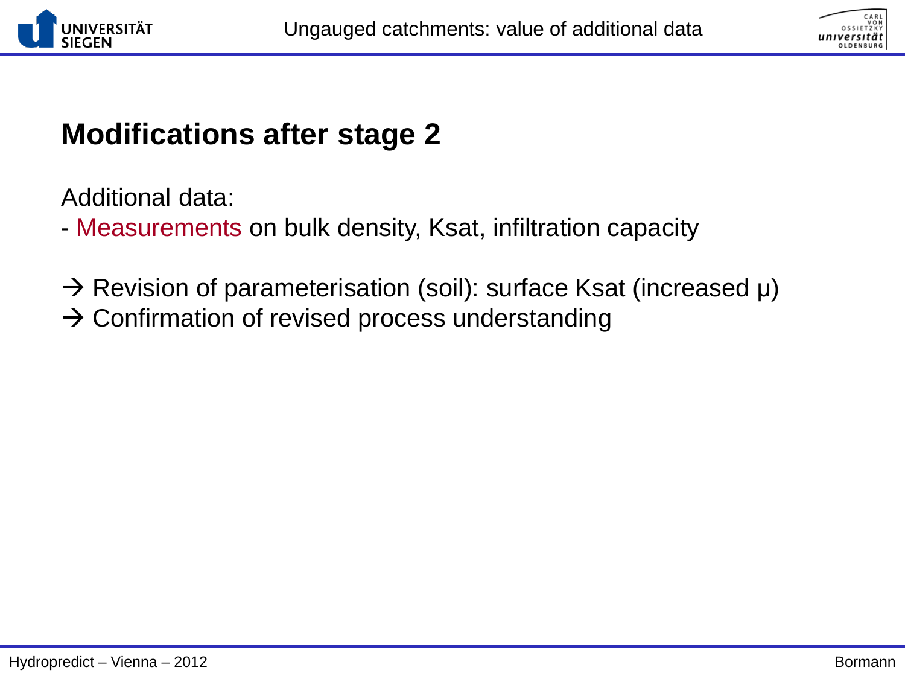## Modifications after stage 2

Additional data:

- Measurements on bulk density, Ksat, infiltration capacity

→ Revision of parameterisation (soil): surface Ksat (increased μ)
→ Confirmation of revised process understanding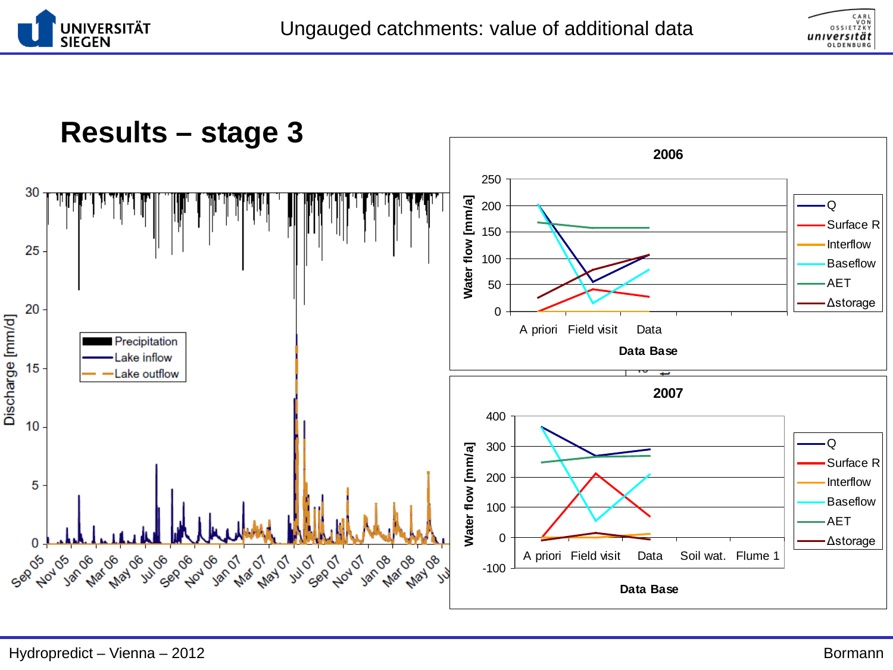# Ungauged catchments: value of additional data

## Results – stage 3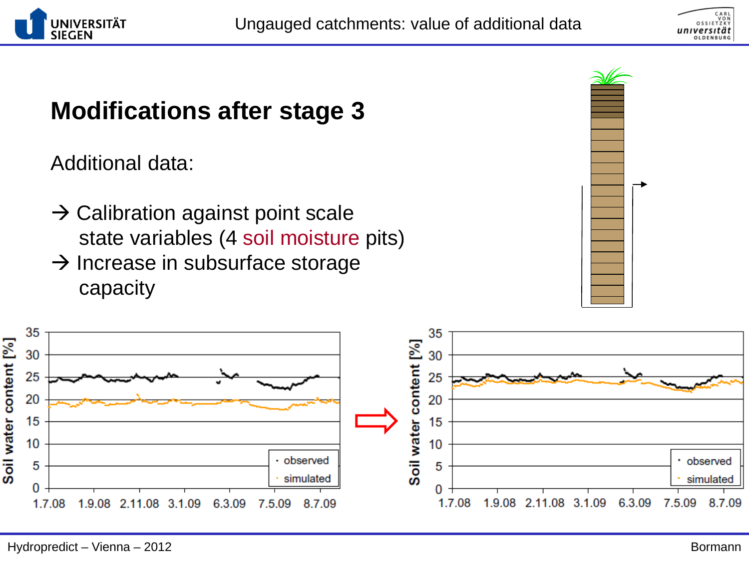# Modifications after stage 3

Additional data:

→ Calibration against point scale state variables (4 soil moisture pits)

→ Increase in subsurface storage capacity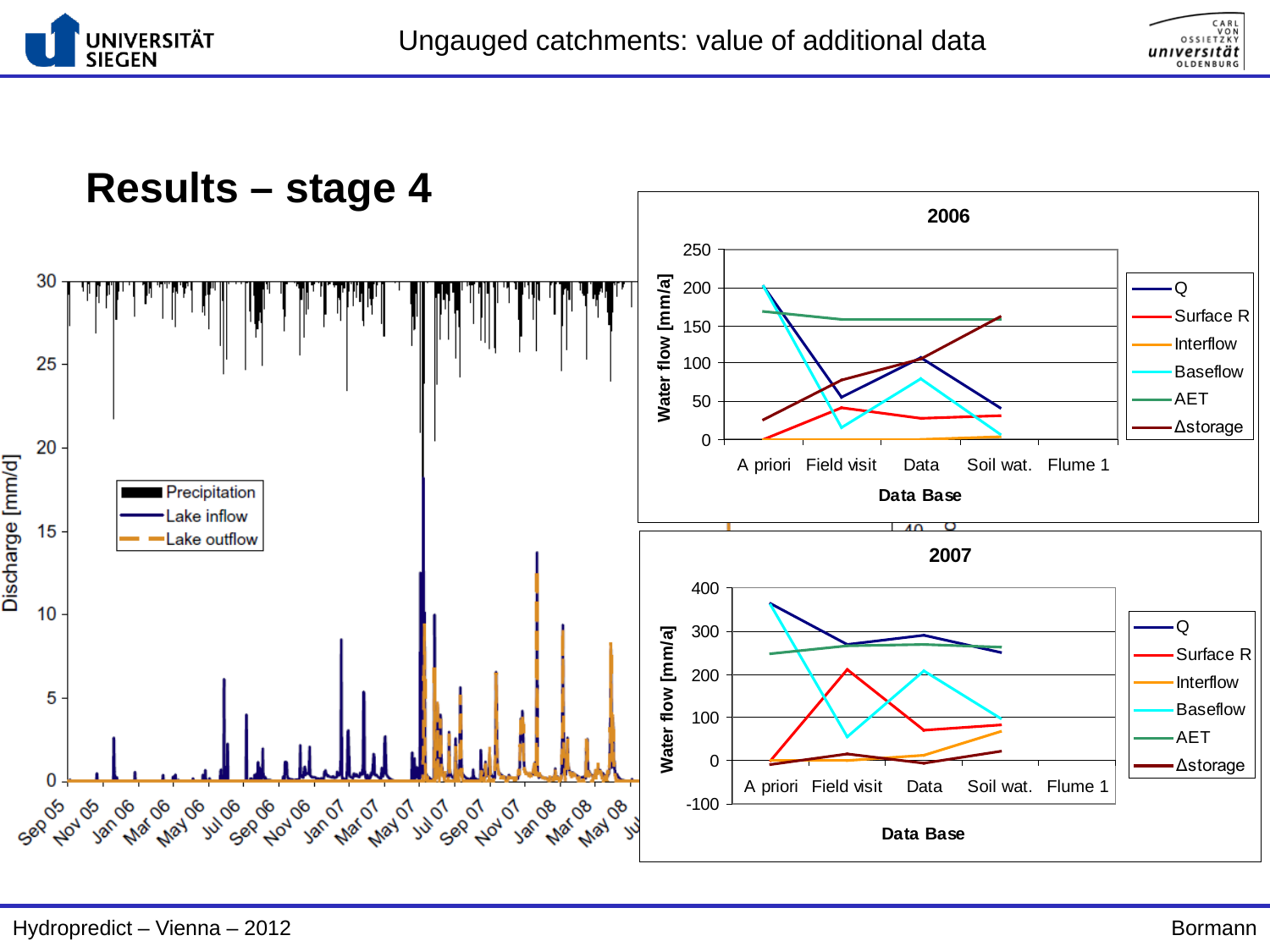# Results – stage 4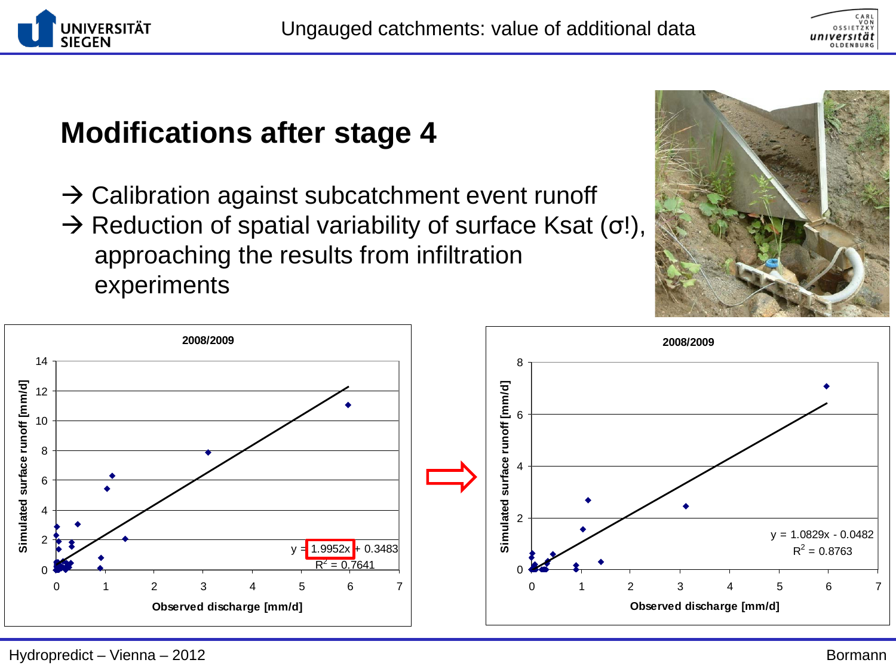# Modifications after stage 4

→ Calibration against subcatchment event runoff
→ Reduction of spatial variability of surface Ksat (σ!), approaching the results from infiltration experiments

**2008/2009**

$y = 1.9952x + 0.3483$
$R^2 = 0.7641$

Simulated surface runoff [mm/d] vs. Observed discharge [mm/d]

→

**2008/2009**

$y = 1.0829x - 0.0482$
$R^2 = 0.8763$

Simulated surface runoff [mm/d] vs. Observed discharge [mm/d]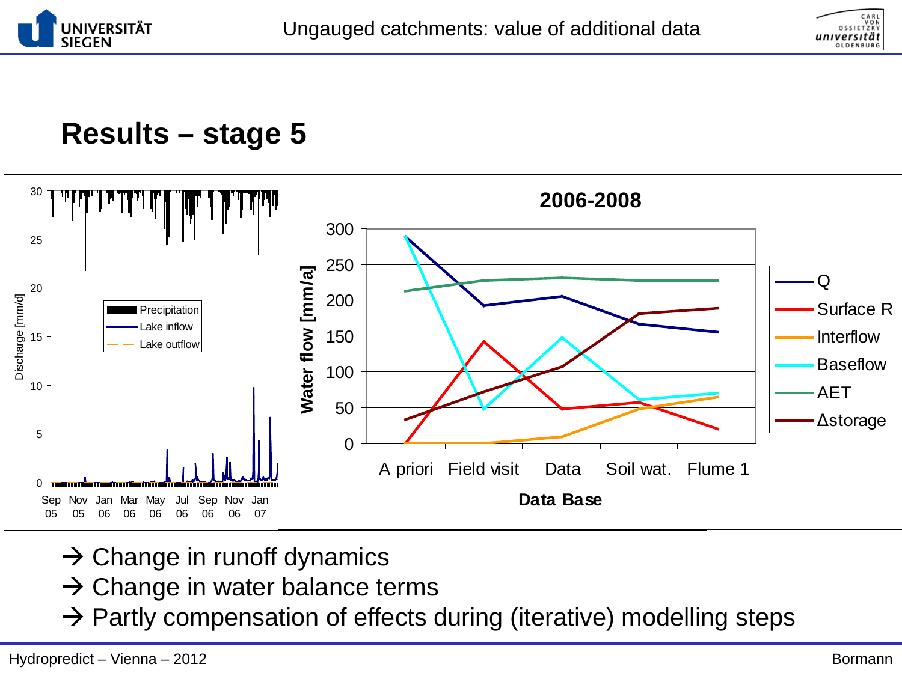## Results – stage 5

→ Change in runoff dynamics
→ Change in water balance terms
→ Partly compensation of effects during (iterative) modelling steps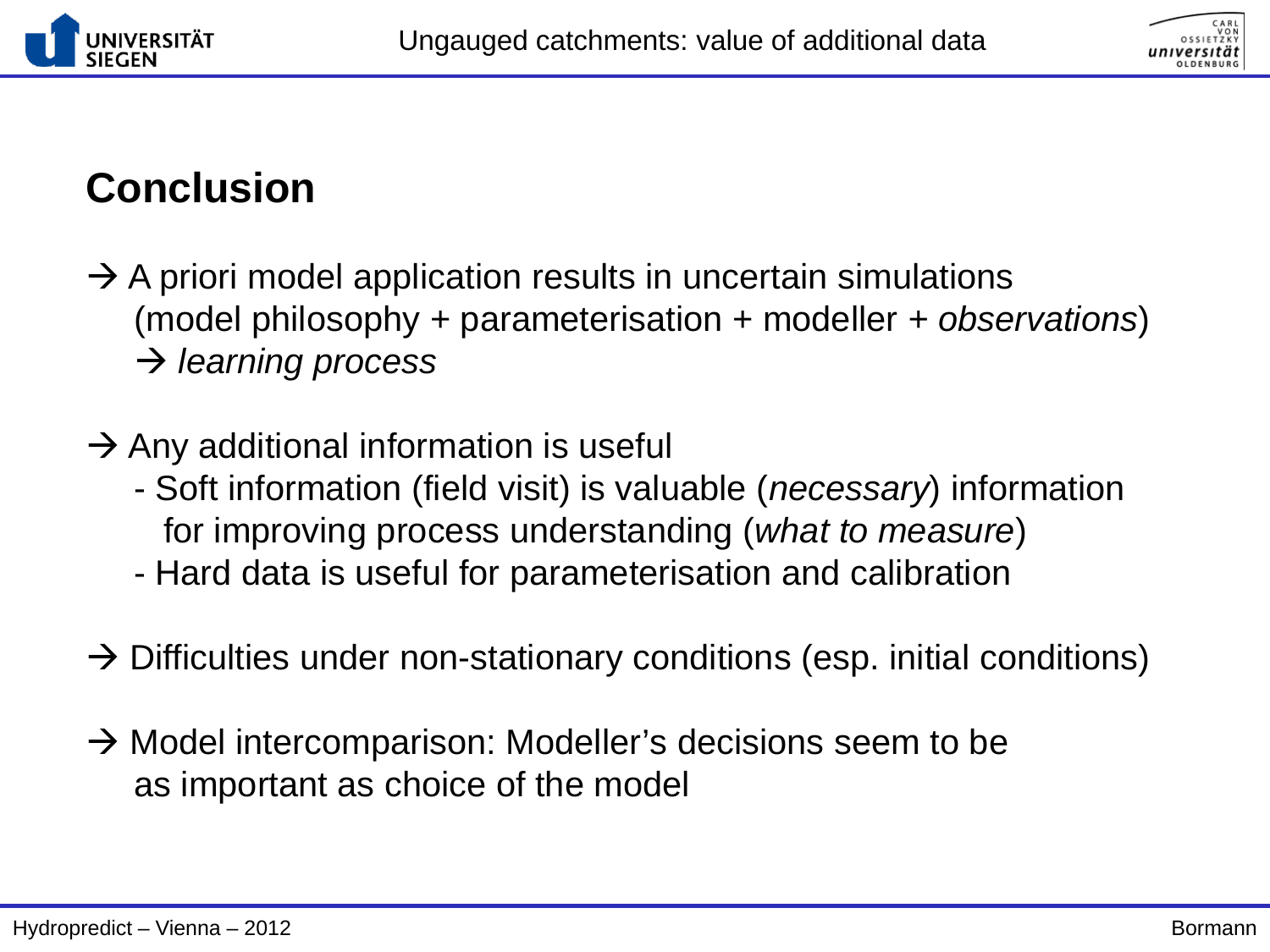## Conclusion

→ A priori model application results in uncertain simulations (model philosophy + parameterisation + modeller + *observations*)
→ *learning process*

→ Any additional information is useful
- Soft information (field visit) is valuable (*necessary*) information for improving process understanding (*what to measure*)
- Hard data is useful for parameterisation and calibration

→ Difficulties under non-stationary conditions (esp. initial conditions)

→ Model intercomparison: Modeller's decisions seem to be as important as choice of the model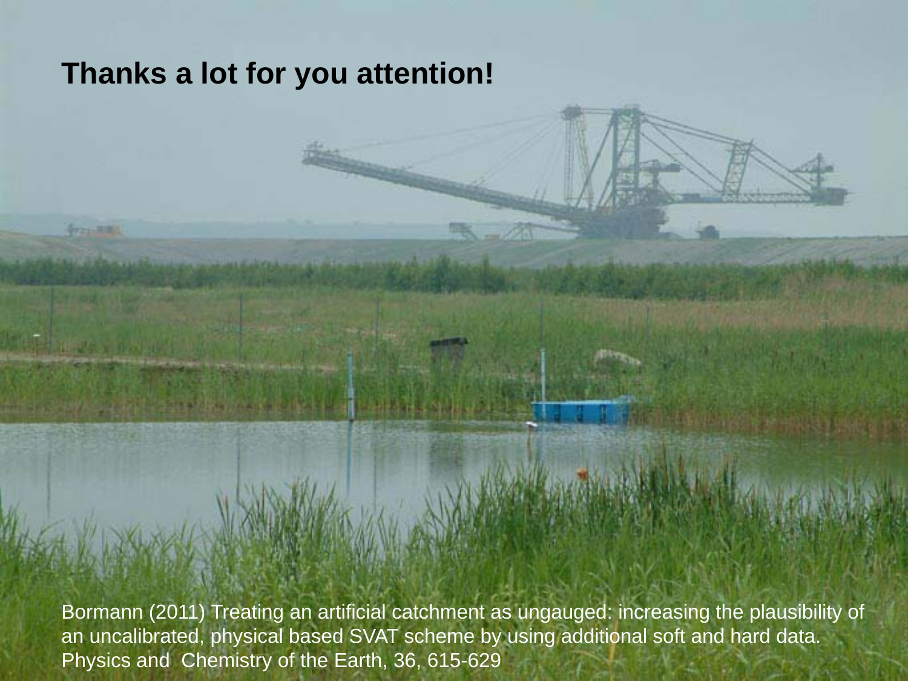## Thanks a lot for you attention!

Bormann (2011) Treating an artificial catchment as ungauged: increasing the plausibility of an uncalibrated, physical based SVAT scheme by using additional soft and hard data. Physics and Chemistry of the Earth, 36, 615-629